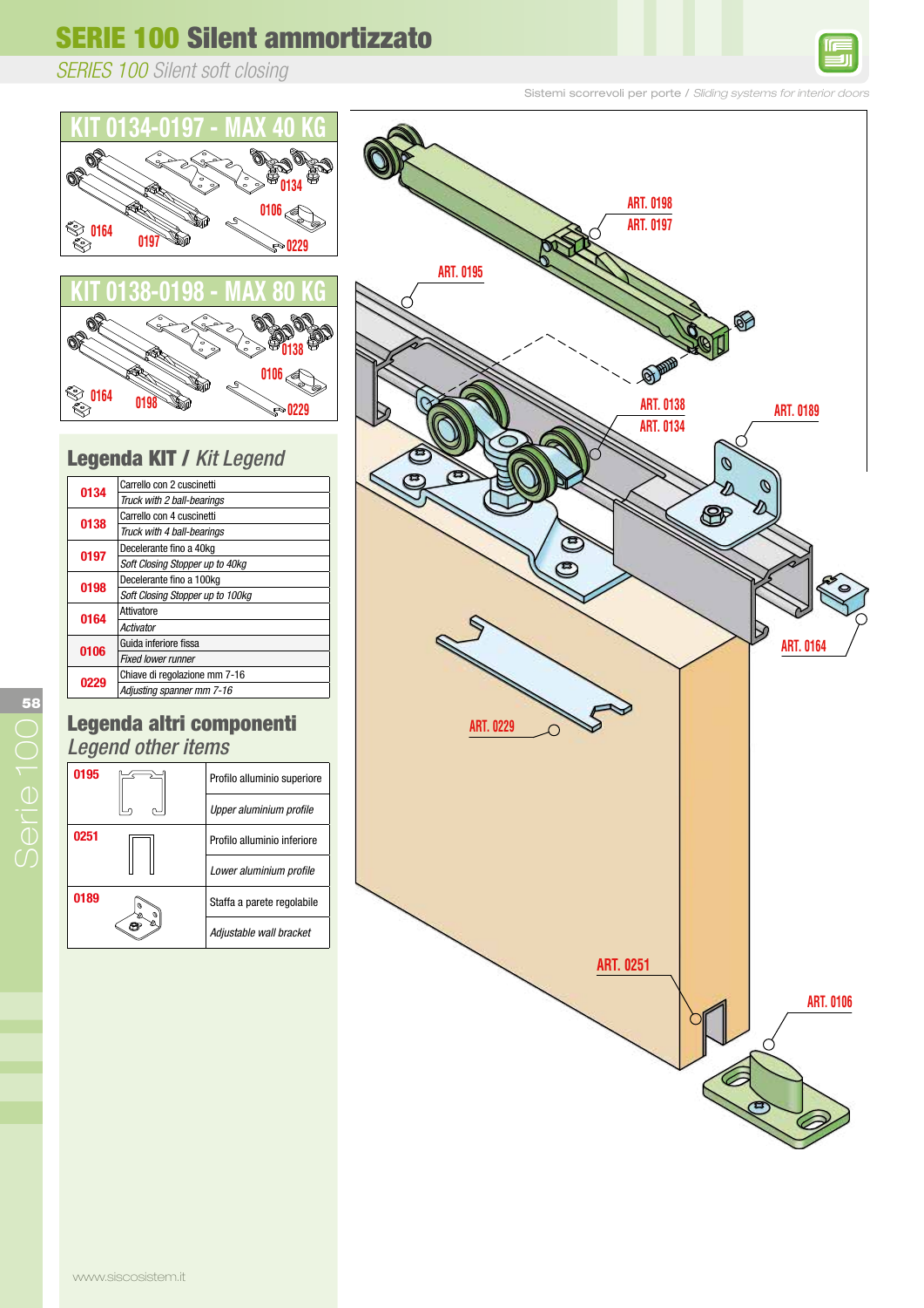# SERIE 100 Silent ammortizzato

*SERIES 100 Silent soft closing*

Sistemi scorrevoli per porte / *Sliding systems for interior doors*

## KIT 0134-0197 - MAX 40 KG

0134, 0106, 0164, 0197, 0229

## KIT 0138-0198 - MAX 80 KG

0138, 0106, 0164, 0198, 0229

## Legenda KIT / *Kit Legend*

| Art. | Descrizione / *Description* |
|---|---|
| 0134 | Carrello con 2 cuscinetti<br>*Truck with 2 ball-bearings* |
| 0138 | Carrello con 4 cuscinetti<br>*Truck with 4 ball-bearings* |
| 0197 | Decelerante fino a 40kg<br>*Soft Closing Stopper up to 40kg* |
| 0198 | Decelerante fino a 100kg<br>*Soft Closing Stopper up to 100kg* |
| 0164 | Attivatore<br>*Activator* |
| 0106 | Guida inferiore fissa<br>*Fixed lower runner* |
| 0229 | Chiave di regolazione mm 7-16<br>*Adjusting spanner mm 7-16* |

## Legenda altri componenti
*Legend other items*

| Art. | Descrizione / *Description* |
|---|---|
| 0195 | Profilo alluminio superiore<br>*Upper aluminium profile* |
| 0251 | Profilo alluminio inferiore<br>*Lower aluminium profile* |
| 0189 | Staffa a parete regolabile<br>*Adjustable wall bracket* |

ART. 0198, ART. 0197, ART. 0195, ART. 0138, ART. 0134, ART. 0189, ART. 0164, ART. 0229, ART. 0251, ART. 0106

www.siscosistem.it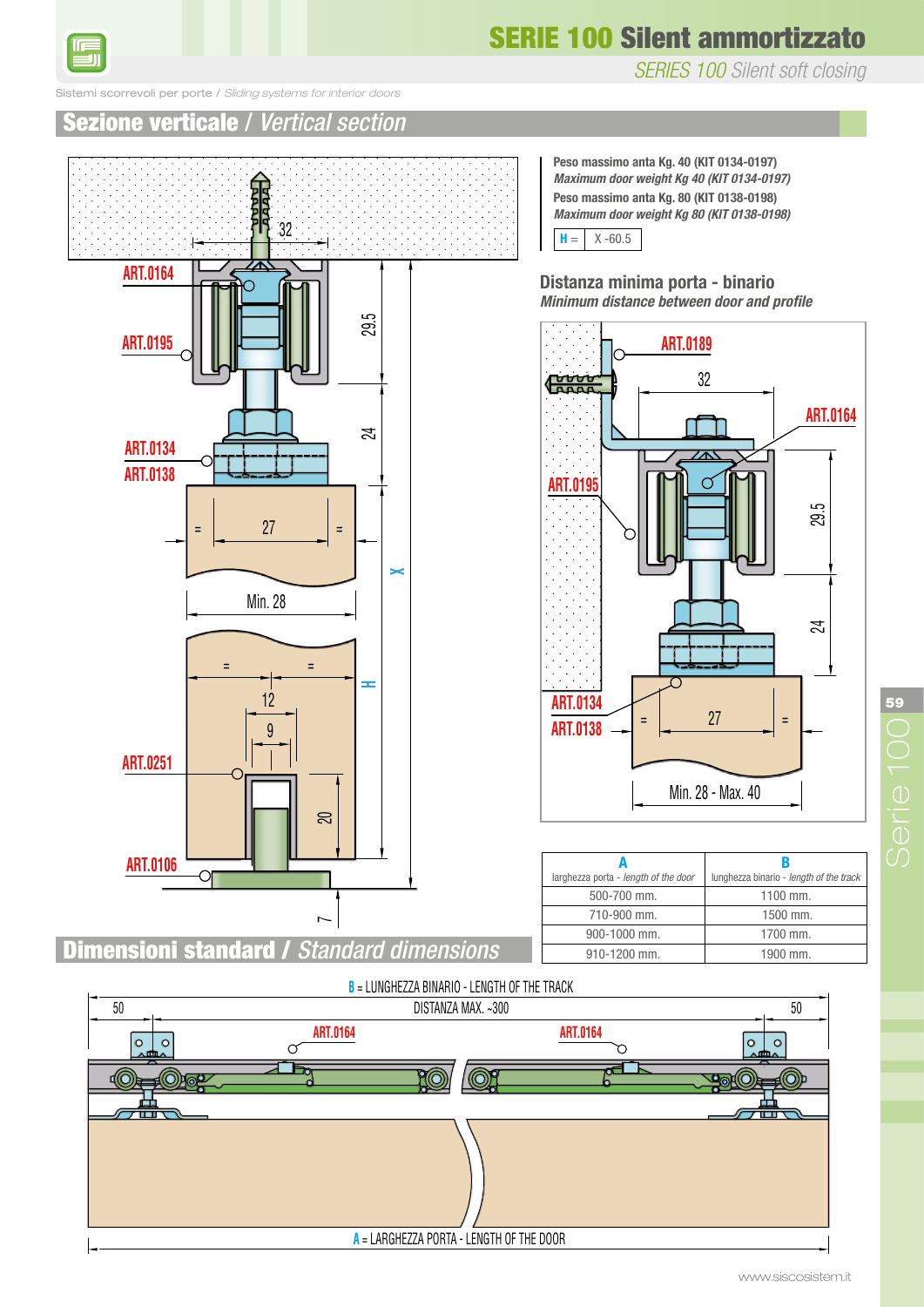# SERIE 100 Silent ammortizzato

*SERIES 100 Silent soft closing*

Sistemi scorrevoli per porte / *Sliding systems for interior doors*

## Sezione verticale / *Vertical section*

ART.0164
ART.0195
ART.0134
ART.0138
ART.0251
ART.0106

32
29.5
24
27
Min. 28
12
9
20
7
X
H

**Peso massimo anta Kg. 40 (KIT 0134-0197)**
***Maximum door weight Kg 40 (KIT 0134-0197)***
**Peso massimo anta Kg. 80 (KIT 0138-0198)**
***Maximum door weight Kg 80 (KIT 0138-0198)***

| H = | X -60.5 |
|---|---|

### Distanza minima porta - binario

***Minimum distance between door and profile***

ART.0189
ART.0164
ART.0195
ART.0134
ART.0138

32
29.5
24
27
Min. 28 - Max. 40

| A<br>larghezza porta - *length of the door* | B<br>lunghezza binario - *length of the track* |
|---|---|
| 500-700 mm. | 1100 mm. |
| 710-900 mm. | 1500 mm. |
| 900-1000 mm. | 1700 mm. |
| 910-1200 mm. | 1900 mm. |

## Dimensioni standard / *Standard dimensions*

B = LUNGHEZZA BINARIO - LENGTH OF THE TRACK

50
DISTANZA MAX. ~300
50

ART.0164
ART.0164

A = LARGHEZZA PORTA - LENGTH OF THE DOOR

www.siscosistem.it